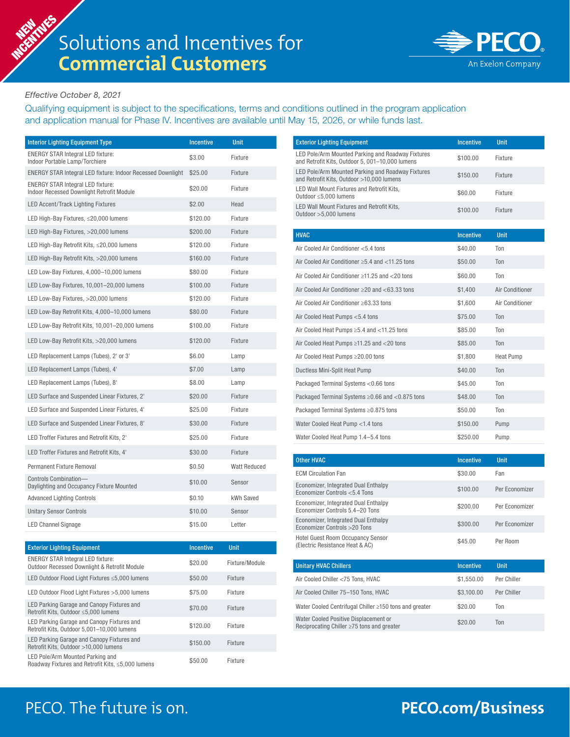NEW INCENTIVES

# Solutions and Incentives for **Commercial Customers**

PECO®
An Exelon Company

*Effective October 8, 2021*

Qualifying equipment is subject to the specifications, terms and conditions outlined in the program application and application manual for Phase IV. Incentives are available until May 15, 2026, or while funds last.

| Interior Lighting Equipment Type | Incentive | Unit |
|---|---|---|
| ENERGY STAR Integral LED fixture: Indoor Portable Lamp/Torchiere | $3.00 | Fixture |
| ENERGY STAR Integral LED fixture: Indoor Recessed Downlight | $25.00 | Fixture |
| ENERGY STAR Integral LED fixture: Indoor Recessed Downlight Retrofit Module | $20.00 | Fixture |
| LED Accent/Track Lighting Fixtures | $2.00 | Head |
| LED High-Bay Fixtures, ≤20,000 lumens | $120.00 | Fixture |
| LED High-Bay Fixtures, >20,000 lumens | $200.00 | Fixture |
| LED High-Bay Retrofit Kits, ≤20,000 lumens | $120.00 | Fixture |
| LED High-Bay Retrofit Kits, >20,000 lumens | $160.00 | Fixture |
| LED Low-Bay Fixtures, 4,000–10,000 lumens | $80.00 | Fixture |
| LED Low-Bay Fixtures, 10,001–20,000 lumens | $100.00 | Fixture |
| LED Low-Bay Fixtures, >20,000 lumens | $120.00 | Fixture |
| LED Low-Bay Retrofit Kits, 4,000–10,000 lumens | $80.00 | Fixture |
| LED Low-Bay Retrofit Kits, 10,001–20,000 lumens | $100.00 | Fixture |
| LED Low-Bay Retrofit Kits, >20,000 lumens | $120.00 | Fixture |
| LED Replacement Lamps (Tubes), 2' or 3' | $6.00 | Lamp |
| LED Replacement Lamps (Tubes), 4' | $7.00 | Lamp |
| LED Replacement Lamps (Tubes), 8' | $8.00 | Lamp |
| LED Surface and Suspended Linear Fixtures, 2' | $20.00 | Fixture |
| LED Surface and Suspended Linear Fixtures, 4' | $25.00 | Fixture |
| LED Surface and Suspended Linear Fixtures, 8' | $30.00 | Fixture |
| LED Troffer Fixtures and Retrofit Kits, 2' | $25.00 | Fixture |
| LED Troffer Fixtures and Retrofit Kits, 4' | $30.00 | Fixture |
| Permanent Fixture Removal | $0.50 | Watt Reduced |
| Controls Combination—Daylighting and Occupancy Fixture Mounted | $10.00 | Sensor |
| Advanced Lighting Controls | $0.10 | kWh Saved |
| Unitary Sensor Controls | $10.00 | Sensor |
| LED Channel Signage | $15.00 | Letter |

| Exterior Lighting Equipment | Incentive | Unit |
|---|---|---|
| ENERGY STAR Integral LED fixture: Outdoor Recessed Downlight & Retrofit Module | $20.00 | Fixture/Module |
| LED Outdoor Flood Light Fixtures ≤5,000 lumens | $50.00 | Fixture |
| LED Outdoor Flood Light Fixtures >5,000 lumens | $75.00 | Fixture |
| LED Parking Garage and Canopy Fixtures and Retrofit Kits, Outdoor ≤5,000 lumens | $70.00 | Fixture |
| LED Parking Garage and Canopy Fixtures and Retrofit Kits, Outdoor 5,001–10,000 lumens | $120.00 | Fixture |
| LED Parking Garage and Canopy Fixtures and Retrofit Kits, Outdoor >10,000 lumens | $150.00 | Fixture |
| LED Pole/Arm Mounted Parking and Roadway Fixtures and Retrofit Kits, ≤5,000 lumens | $50.00 | Fixture |
| LED Pole/Arm Mounted Parking and Roadway Fixtures and Retrofit Kits, Outdoor 5, 001–10,000 lumens | $100.00 | Fixture |
| LED Pole/Arm Mounted Parking and Roadway Fixtures and Retrofit Kits, Outdoor >10,000 lumens | $150.00 | Fixture |
| LED Wall Mount Fixtures and Retrofit Kits, Outdoor ≤5,000 lumens | $60.00 | Fixture |
| LED Wall Mount Fixtures and Retrofit Kits, Outdoor >5,000 lumens | $100.00 | Fixture |

| HVAC | Incentive | Unit |
|---|---|---|
| Air Cooled Air Conditioner <5.4 tons | $40.00 | Ton |
| Air Cooled Air Conditioner ≥5.4 and <11.25 tons | $50.00 | Ton |
| Air Cooled Air Conditioner ≥11.25 and <20 tons | $60.00 | Ton |
| Air Cooled Air Conditioner ≥20 and <63.33 tons | $1,400 | Air Conditioner |
| Air Cooled Air Conditioner ≥63.33 tons | $1,600 | Air Conditioner |
| Air Cooled Heat Pumps <5.4 tons | $75.00 | Ton |
| Air Cooled Heat Pumps ≥5.4 and <11.25 tons | $85.00 | Ton |
| Air Cooled Heat Pumps ≥11.25 and <20 tons | $85.00 | Ton |
| Air Cooled Heat Pumps ≥20.00 tons | $1,800 | Heat Pump |
| Ductless Mini-Split Heat Pump | $40.00 | Ton |
| Packaged Terminal Systems <0.66 tons | $45.00 | Ton |
| Packaged Terminal Systems ≥0.66 and <0.875 tons | $48.00 | Ton |
| Packaged Terminal Systems ≥0.875 tons | $50.00 | Ton |
| Water Cooled Heat Pump <1.4 tons | $150.00 | Pump |
| Water Cooled Heat Pump 1.4–5.4 tons | $250.00 | Pump |

| Other HVAC | Incentive | Unit |
|---|---|---|
| ECM Circulation Fan | $30.00 | Fan |
| Economizer, Integrated Dual Enthalpy Economizer Controls <5.4 Tons | $100.00 | Per Economizer |
| Economizer, Integrated Dual Enthalpy Economizer Controls 5.4–20 Tons | $200.00 | Per Economizer |
| Economizer, Integrated Dual Enthalpy Economizer Controls >20 Tons | $300.00 | Per Economizer |
| Hotel Guest Room Occupancy Sensor (Electric Resistance Heat & AC) | $45.00 | Per Room |

| Unitary HVAC Chillers | Incentive | Unit |
|---|---|---|
| Air Cooled Chiller <75 Tons, HVAC | $1,550.00 | Per Chiller |
| Air Cooled Chiller 75–150 Tons, HVAC | $3,100.00 | Per Chiller |
| Water Cooled Centrifugal Chiller ≥150 tons and greater | $20.00 | Ton |
| Water Cooled Positive Displacement or Reciprocating Chiller ≥75 tons and greater | $20.00 | Ton |

PECO. The future is on.

**PECO.com/Business**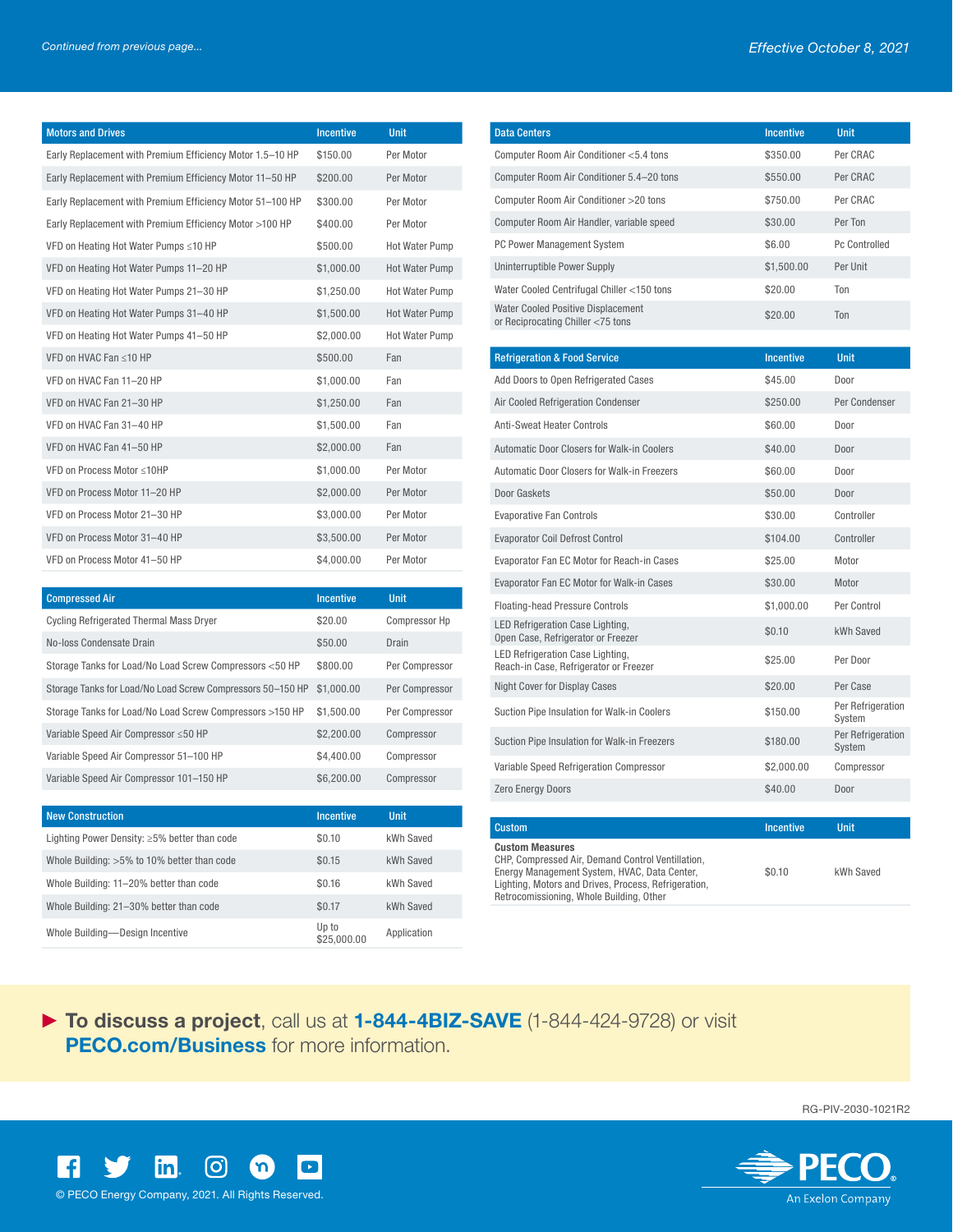*Continued from previous page...*

*Effective October 8, 2021*

| Motors and Drives | Incentive | Unit |
|---|---|---|
| Early Replacement with Premium Efficiency Motor 1.5–10 HP | $150.00 | Per Motor |
| Early Replacement with Premium Efficiency Motor 11–50 HP | $200.00 | Per Motor |
| Early Replacement with Premium Efficiency Motor 51–100 HP | $300.00 | Per Motor |
| Early Replacement with Premium Efficiency Motor >100 HP | $400.00 | Per Motor |
| VFD on Heating Hot Water Pumps ≤10 HP | $500.00 | Hot Water Pump |
| VFD on Heating Hot Water Pumps 11–20 HP | $1,000.00 | Hot Water Pump |
| VFD on Heating Hot Water Pumps 21–30 HP | $1,250.00 | Hot Water Pump |
| VFD on Heating Hot Water Pumps 31–40 HP | $1,500.00 | Hot Water Pump |
| VFD on Heating Hot Water Pumps 41–50 HP | $2,000.00 | Hot Water Pump |
| VFD on HVAC Fan ≤10 HP | $500.00 | Fan |
| VFD on HVAC Fan 11–20 HP | $1,000.00 | Fan |
| VFD on HVAC Fan 21–30 HP | $1,250.00 | Fan |
| VFD on HVAC Fan 31–40 HP | $1,500.00 | Fan |
| VFD on HVAC Fan 41–50 HP | $2,000.00 | Fan |
| VFD on Process Motor ≤10HP | $1,000.00 | Per Motor |
| VFD on Process Motor 11–20 HP | $2,000.00 | Per Motor |
| VFD on Process Motor 21–30 HP | $3,000.00 | Per Motor |
| VFD on Process Motor 31–40 HP | $3,500.00 | Per Motor |
| VFD on Process Motor 41–50 HP | $4,000.00 | Per Motor |

| Compressed Air | Incentive | Unit |
|---|---|---|
| Cycling Refrigerated Thermal Mass Dryer | $20.00 | Compressor Hp |
| No-loss Condensate Drain | $50.00 | Drain |
| Storage Tanks for Load/No Load Screw Compressors <50 HP | $800.00 | Per Compressor |
| Storage Tanks for Load/No Load Screw Compressors 50–150 HP | $1,000.00 | Per Compressor |
| Storage Tanks for Load/No Load Screw Compressors >150 HP | $1,500.00 | Per Compressor |
| Variable Speed Air Compressor ≤50 HP | $2,200.00 | Compressor |
| Variable Speed Air Compressor 51–100 HP | $4,400.00 | Compressor |
| Variable Speed Air Compressor 101–150 HP | $6,200.00 | Compressor |

| New Construction | Incentive | Unit |
|---|---|---|
| Lighting Power Density: ≥5% better than code | $0.10 | kWh Saved |
| Whole Building: >5% to 10% better than code | $0.15 | kWh Saved |
| Whole Building: 11–20% better than code | $0.16 | kWh Saved |
| Whole Building: 21–30% better than code | $0.17 | kWh Saved |
| Whole Building—Design Incentive | Up to $25,000.00 | Application |

| Data Centers | Incentive | Unit |
|---|---|---|
| Computer Room Air Conditioner <5.4 tons | $350.00 | Per CRAC |
| Computer Room Air Conditioner 5.4–20 tons | $550.00 | Per CRAC |
| Computer Room Air Conditioner >20 tons | $750.00 | Per CRAC |
| Computer Room Air Handler, variable speed | $30.00 | Per Ton |
| PC Power Management System | $6.00 | Pc Controlled |
| Uninterruptible Power Supply | $1,500.00 | Per Unit |
| Water Cooled Centrifugal Chiller <150 tons | $20.00 | Ton |
| Water Cooled Positive Displacement or Reciprocating Chiller <75 tons | $20.00 | Ton |

| Refrigeration & Food Service | Incentive | Unit |
|---|---|---|
| Add Doors to Open Refrigerated Cases | $45.00 | Door |
| Air Cooled Refrigeration Condenser | $250.00 | Per Condenser |
| Anti-Sweat Heater Controls | $60.00 | Door |
| Automatic Door Closers for Walk-in Coolers | $40.00 | Door |
| Automatic Door Closers for Walk-in Freezers | $60.00 | Door |
| Door Gaskets | $50.00 | Door |
| Evaporative Fan Controls | $30.00 | Controller |
| Evaporator Coil Defrost Control | $104.00 | Controller |
| Evaporator Fan EC Motor for Reach-in Cases | $25.00 | Motor |
| Evaporator Fan EC Motor for Walk-in Cases | $30.00 | Motor |
| Floating-head Pressure Controls | $1,000.00 | Per Control |
| LED Refrigeration Case Lighting, Open Case, Refrigerator or Freezer | $0.10 | kWh Saved |
| LED Refrigeration Case Lighting, Reach-in Case, Refrigerator or Freezer | $25.00 | Per Door |
| Night Cover for Display Cases | $20.00 | Per Case |
| Suction Pipe Insulation for Walk-in Coolers | $150.00 | Per Refrigeration System |
| Suction Pipe Insulation for Walk-in Freezers | $180.00 | Per Refrigeration System |
| Variable Speed Refrigeration Compressor | $2,000.00 | Compressor |
| Zero Energy Doors | $40.00 | Door |

| Custom | Incentive | Unit |
|---|---|---|
| **Custom Measures** CHP, Compressed Air, Demand Control Ventillation, Energy Management System, HVAC, Data Center, Lighting, Motors and Drives, Process, Refrigeration, Retrocomissioning, Whole Building, Other | $0.10 | kWh Saved |

▶ **To discuss a project**, call us at **1-844-4BIZ-SAVE** (1-844-424-9728) or visit **PECO.com/Business** for more information.

RG-PIV-2030-1021R2

© PECO Energy Company, 2021. All Rights Reserved.

PECO. An Exelon Company